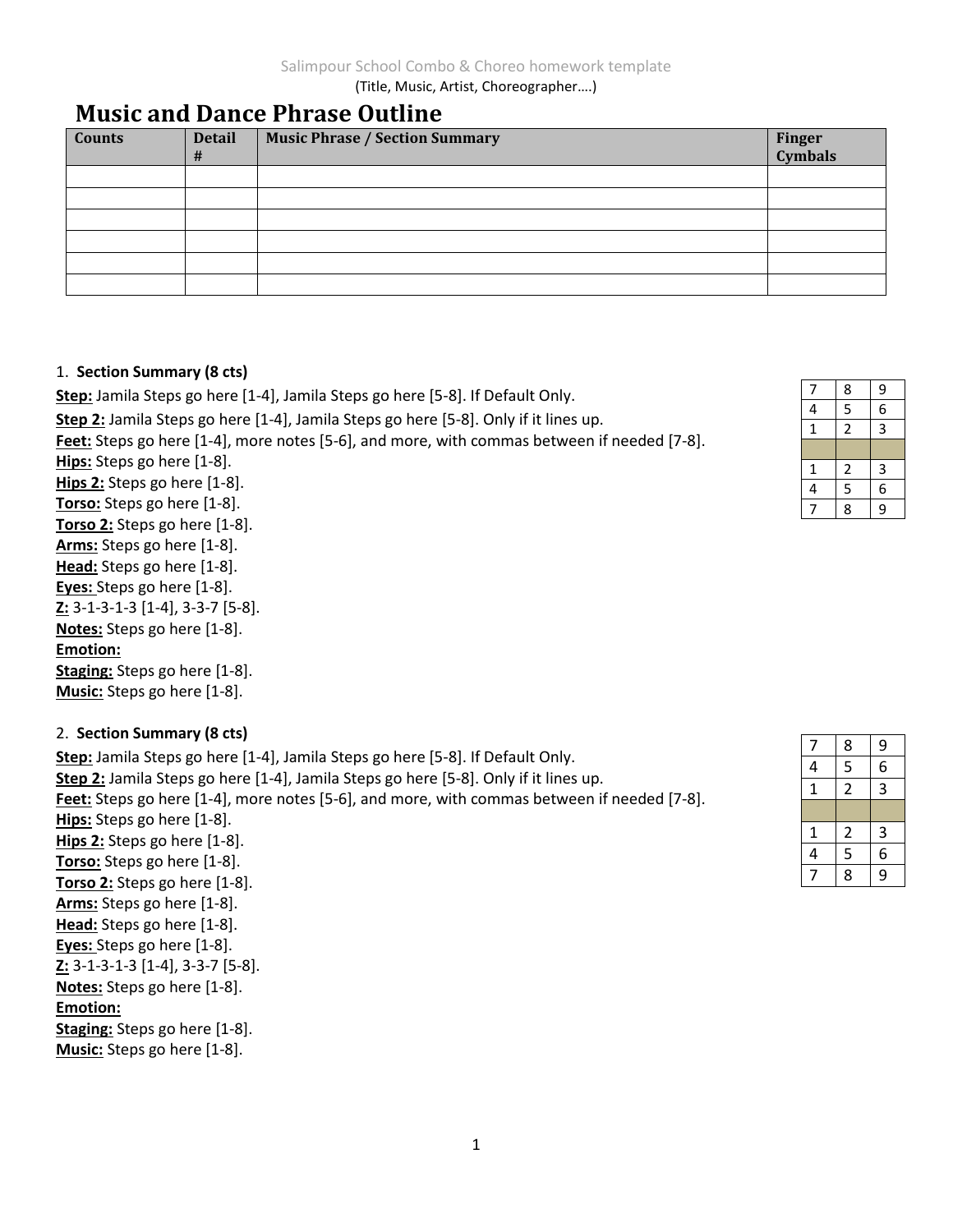Salimpour School Combo & Choreo homework template

(Title, Music, Artist, Choreographer….)

# Music and Dance Phrase Outline

| Counts | Detail # | Music Phrase / Section Summary | Finger Cymbals |
|---|---|---|---|
| | | | |
| | | | |
| | | | |
| | | | |
| | | | |
| | | | |

1. **Section Summary (8 cts)**

| 7 | 8 | 9 |
|---|---|---|
| 4 | 5 | 6 |
| 1 | 2 | 3 |
| | | |
| 1 | 2 | 3 |
| 4 | 5 | 6 |
| 7 | 8 | 9 |

**Step:** Jamila Steps go here [1-4], Jamila Steps go here [5-8]. If Default Only.
**Step 2:** Jamila Steps go here [1-4], Jamila Steps go here [5-8]. Only if it lines up.
**Feet:** Steps go here [1-4], more notes [5-6], and more, with commas between if needed [7-8].
**Hips:** Steps go here [1-8].
**Hips 2:** Steps go here [1-8].
**Torso:** Steps go here [1-8].
**Torso 2:** Steps go here [1-8].
**Arms:** Steps go here [1-8].
**Head:** Steps go here [1-8].
**Eyes:** Steps go here [1-8].
**Z:** 3-1-3-1-3 [1-4], 3-3-7 [5-8].
**Notes:** Steps go here [1-8].
**Emotion:**
**Staging:** Steps go here [1-8].
**Music:** Steps go here [1-8].

2. **Section Summary (8 cts)**

| 7 | 8 | 9 |
|---|---|---|
| 4 | 5 | 6 |
| 1 | 2 | 3 |
| | | |
| 1 | 2 | 3 |
| 4 | 5 | 6 |
| 7 | 8 | 9 |

**Step:** Jamila Steps go here [1-4], Jamila Steps go here [5-8]. If Default Only.
**Step 2:** Jamila Steps go here [1-4], Jamila Steps go here [5-8]. Only if it lines up.
**Feet:** Steps go here [1-4], more notes [5-6], and more, with commas between if needed [7-8].
**Hips:** Steps go here [1-8].
**Hips 2:** Steps go here [1-8].
**Torso:** Steps go here [1-8].
**Torso 2:** Steps go here [1-8].
**Arms:** Steps go here [1-8].
**Head:** Steps go here [1-8].
**Eyes:** Steps go here [1-8].
**Z:** 3-1-3-1-3 [1-4], 3-3-7 [5-8].
**Notes:** Steps go here [1-8].
**Emotion:**
**Staging:** Steps go here [1-8].
**Music:** Steps go here [1-8].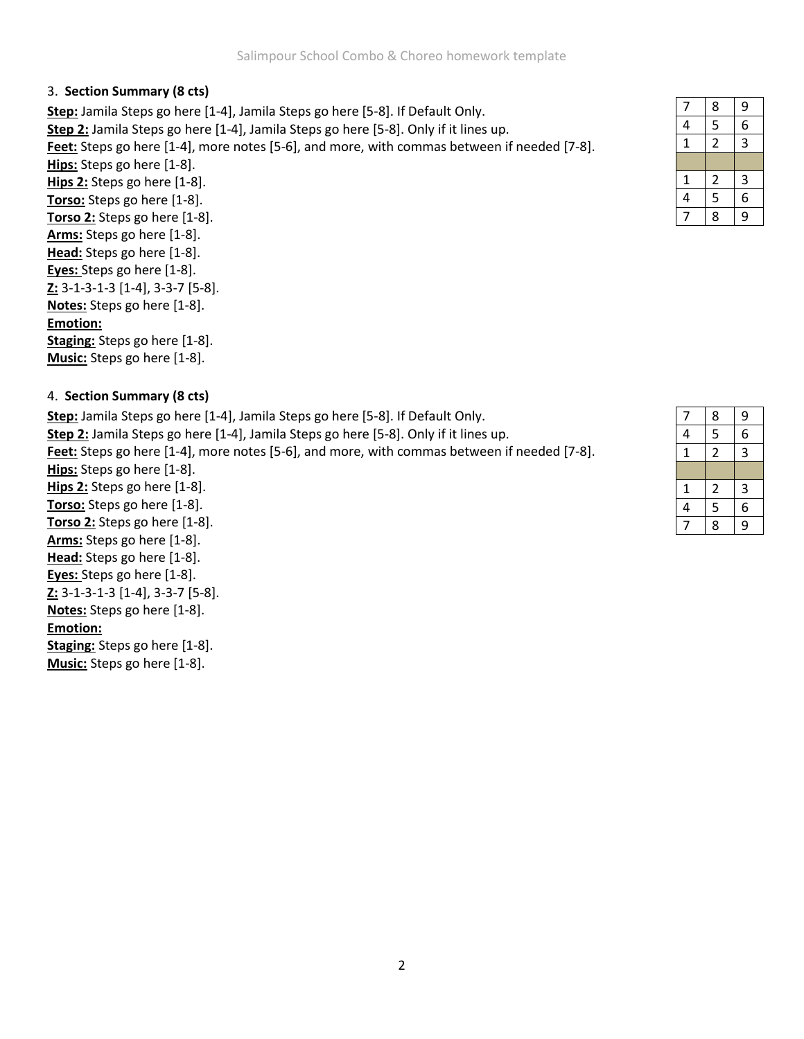3. **Section Summary (8 cts)**

**Step:** Jamila Steps go here [1-4], Jamila Steps go here [5-8]. If Default Only.
**Step 2:** Jamila Steps go here [1-4], Jamila Steps go here [5-8]. Only if it lines up.
**Feet:** Steps go here [1-4], more notes [5-6], and more, with commas between if needed [7-8].
**Hips:** Steps go here [1-8].
**Hips 2:** Steps go here [1-8].
**Torso:** Steps go here [1-8].
**Torso 2:** Steps go here [1-8].
**Arms:** Steps go here [1-8].
**Head:** Steps go here [1-8].
**Eyes:** Steps go here [1-8].
**Z:** 3-1-3-1-3 [1-4], 3-3-7 [5-8].
**Notes:** Steps go here [1-8].
**Emotion:**
**Staging:** Steps go here [1-8].
**Music:** Steps go here [1-8].

| | | |
|---|---|---|
| 7 | 8 | 9 |
| 4 | 5 | 6 |
| 1 | 2 | 3 |
| | | |
| 1 | 2 | 3 |
| 4 | 5 | 6 |
| 7 | 8 | 9 |

4. **Section Summary (8 cts)**

**Step:** Jamila Steps go here [1-4], Jamila Steps go here [5-8]. If Default Only.
**Step 2:** Jamila Steps go here [1-4], Jamila Steps go here [5-8]. Only if it lines up.
**Feet:** Steps go here [1-4], more notes [5-6], and more, with commas between if needed [7-8].
**Hips:** Steps go here [1-8].
**Hips 2:** Steps go here [1-8].
**Torso:** Steps go here [1-8].
**Torso 2:** Steps go here [1-8].
**Arms:** Steps go here [1-8].
**Head:** Steps go here [1-8].
**Eyes:** Steps go here [1-8].
**Z:** 3-1-3-1-3 [1-4], 3-3-7 [5-8].
**Notes:** Steps go here [1-8].
**Emotion:**
**Staging:** Steps go here [1-8].
**Music:** Steps go here [1-8].

| | | |
|---|---|---|
| 7 | 8 | 9 |
| 4 | 5 | 6 |
| 1 | 2 | 3 |
| | | |
| 1 | 2 | 3 |
| 4 | 5 | 6 |
| 7 | 8 | 9 |